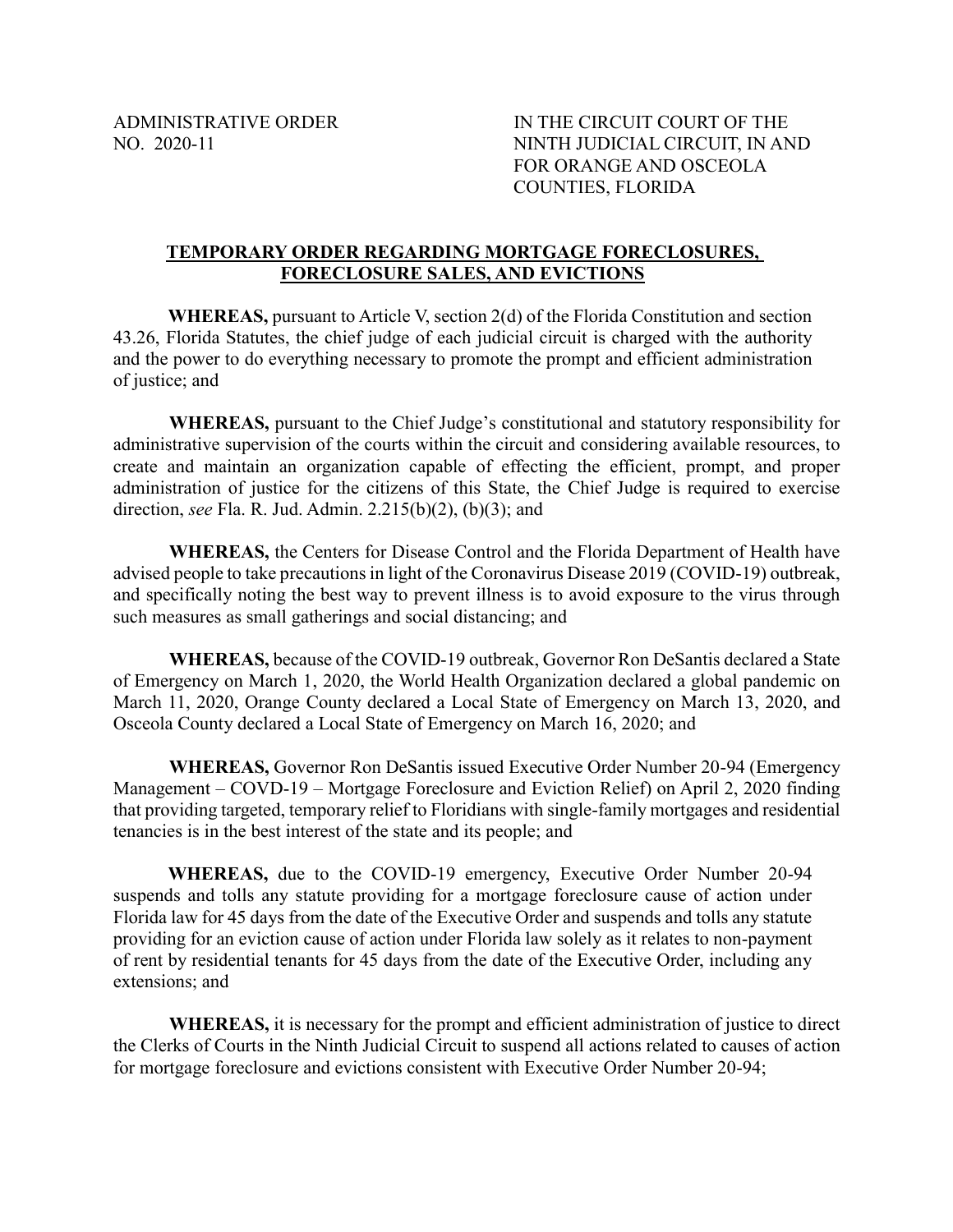ADMINISTRATIVE ORDER
NO. 2020-11

IN THE CIRCUIT COURT OF THE NINTH JUDICIAL CIRCUIT, IN AND FOR ORANGE AND OSCEOLA COUNTIES, FLORIDA

## TEMPORARY ORDER REGARDING MORTGAGE FORECLOSURES, FORECLOSURE SALES, AND EVICTIONS

**WHEREAS,** pursuant to Article V, section 2(d) of the Florida Constitution and section 43.26, Florida Statutes, the chief judge of each judicial circuit is charged with the authority and the power to do everything necessary to promote the prompt and efficient administration of justice; and

**WHEREAS,** pursuant to the Chief Judge's constitutional and statutory responsibility for administrative supervision of the courts within the circuit and considering available resources, to create and maintain an organization capable of effecting the efficient, prompt, and proper administration of justice for the citizens of this State, the Chief Judge is required to exercise direction, *see* Fla. R. Jud. Admin. 2.215(b)(2), (b)(3); and

**WHEREAS,** the Centers for Disease Control and the Florida Department of Health have advised people to take precautions in light of the Coronavirus Disease 2019 (COVID-19) outbreak, and specifically noting the best way to prevent illness is to avoid exposure to the virus through such measures as small gatherings and social distancing; and

**WHEREAS,** because of the COVID-19 outbreak, Governor Ron DeSantis declared a State of Emergency on March 1, 2020, the World Health Organization declared a global pandemic on March 11, 2020, Orange County declared a Local State of Emergency on March 13, 2020, and Osceola County declared a Local State of Emergency on March 16, 2020; and

**WHEREAS,** Governor Ron DeSantis issued Executive Order Number 20-94 (Emergency Management – COVD-19 – Mortgage Foreclosure and Eviction Relief) on April 2, 2020 finding that providing targeted, temporary relief to Floridians with single-family mortgages and residential tenancies is in the best interest of the state and its people; and

**WHEREAS,** due to the COVID-19 emergency, Executive Order Number 20-94 suspends and tolls any statute providing for a mortgage foreclosure cause of action under Florida law for 45 days from the date of the Executive Order and suspends and tolls any statute providing for an eviction cause of action under Florida law solely as it relates to non-payment of rent by residential tenants for 45 days from the date of the Executive Order, including any extensions; and

**WHEREAS,** it is necessary for the prompt and efficient administration of justice to direct the Clerks of Courts in the Ninth Judicial Circuit to suspend all actions related to causes of action for mortgage foreclosure and evictions consistent with Executive Order Number 20-94;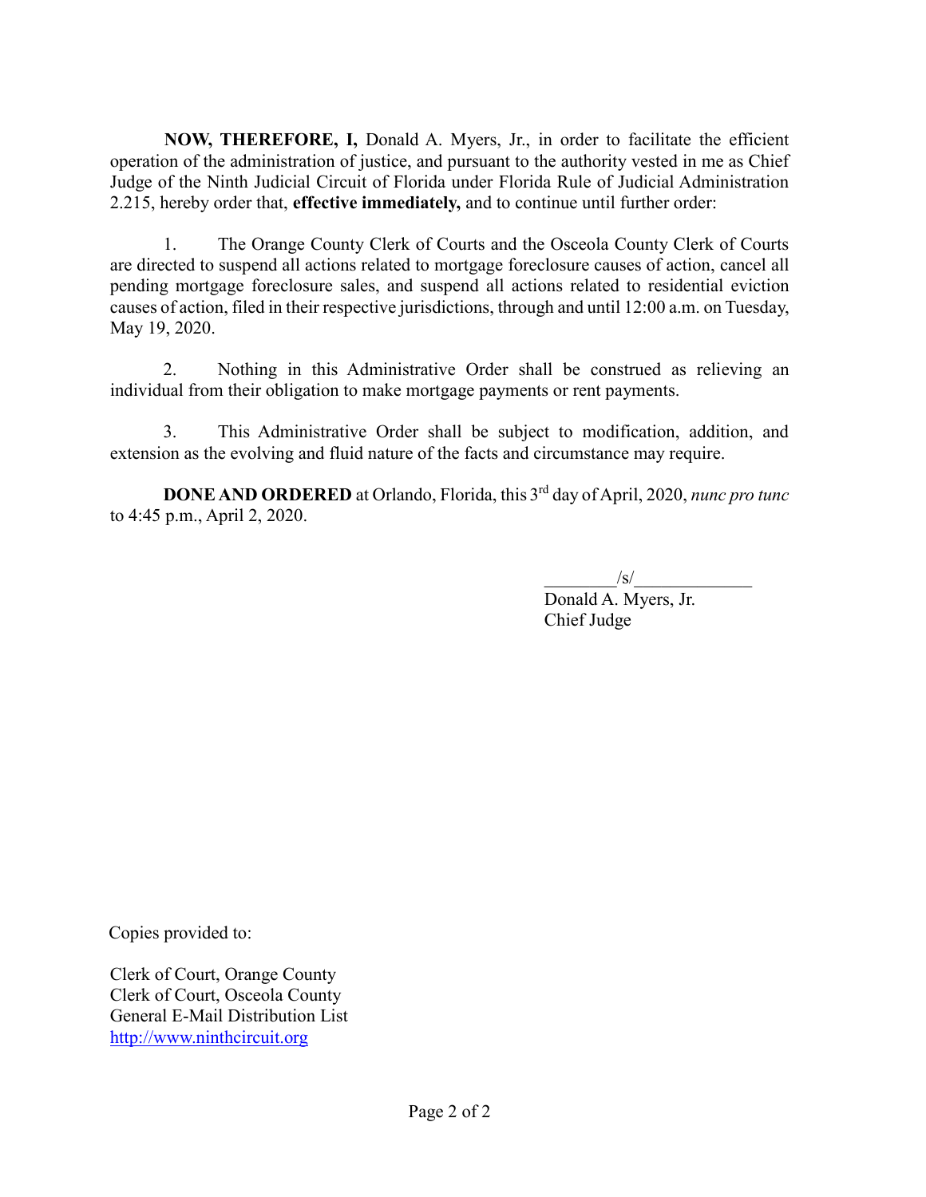**NOW, THEREFORE, I,** Donald A. Myers, Jr., in order to facilitate the efficient operation of the administration of justice, and pursuant to the authority vested in me as Chief Judge of the Ninth Judicial Circuit of Florida under Florida Rule of Judicial Administration 2.215, hereby order that, **effective immediately,** and to continue until further order:

1. The Orange County Clerk of Courts and the Osceola County Clerk of Courts are directed to suspend all actions related to mortgage foreclosure causes of action, cancel all pending mortgage foreclosure sales, and suspend all actions related to residential eviction causes of action, filed in their respective jurisdictions, through and until 12:00 a.m. on Tuesday, May 19, 2020.

2. Nothing in this Administrative Order shall be construed as relieving an individual from their obligation to make mortgage payments or rent payments.

3. This Administrative Order shall be subject to modification, addition, and extension as the evolving and fluid nature of the facts and circumstance may require.

**DONE AND ORDERED** at Orlando, Florida, this 3rd day of April, 2020, *nunc pro tunc* to 4:45 p.m., April 2, 2020.

________/s/_____________
Donald A. Myers, Jr.
Chief Judge

Copies provided to:

Clerk of Court, Orange County
Clerk of Court, Osceola County
General E-Mail Distribution List
http://www.ninthcircuit.org